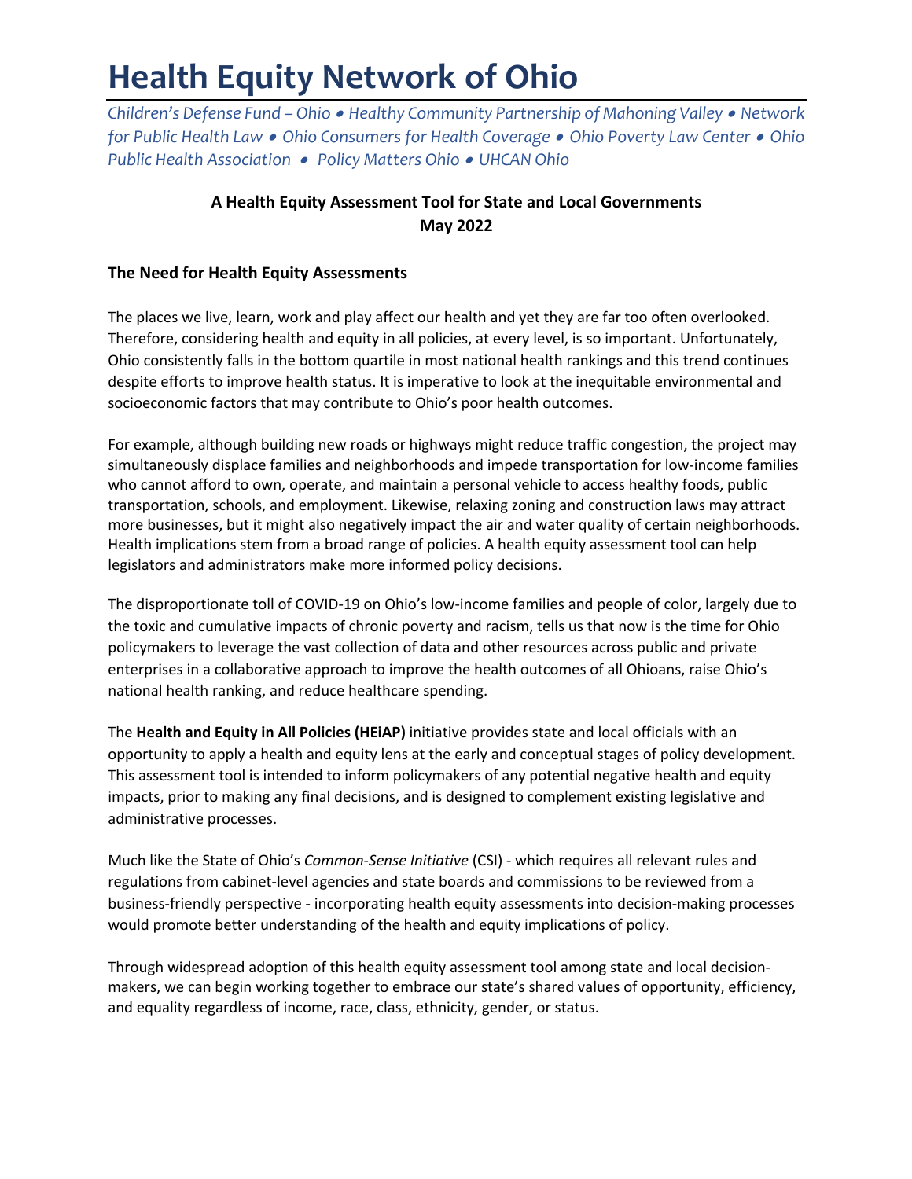# Health Equity Network of Ohio

*Children's Defense Fund – Ohio • Healthy Community Partnership of Mahoning Valley • Network for Public Health Law • Ohio Consumers for Health Coverage • Ohio Poverty Law Center • Ohio Public Health Association • Policy Matters Ohio • UHCAN Ohio*

**A Health Equity Assessment Tool for State and Local Governments**
**May 2022**

### The Need for Health Equity Assessments

The places we live, learn, work and play affect our health and yet they are far too often overlooked. Therefore, considering health and equity in all policies, at every level, is so important. Unfortunately, Ohio consistently falls in the bottom quartile in most national health rankings and this trend continues despite efforts to improve health status. It is imperative to look at the inequitable environmental and socioeconomic factors that may contribute to Ohio's poor health outcomes.

For example, although building new roads or highways might reduce traffic congestion, the project may simultaneously displace families and neighborhoods and impede transportation for low-income families who cannot afford to own, operate, and maintain a personal vehicle to access healthy foods, public transportation, schools, and employment. Likewise, relaxing zoning and construction laws may attract more businesses, but it might also negatively impact the air and water quality of certain neighborhoods. Health implications stem from a broad range of policies. A health equity assessment tool can help legislators and administrators make more informed policy decisions.

The disproportionate toll of COVID-19 on Ohio's low-income families and people of color, largely due to the toxic and cumulative impacts of chronic poverty and racism, tells us that now is the time for Ohio policymakers to leverage the vast collection of data and other resources across public and private enterprises in a collaborative approach to improve the health outcomes of all Ohioans, raise Ohio's national health ranking, and reduce healthcare spending.

The **Health and Equity in All Policies (HEiAP)** initiative provides state and local officials with an opportunity to apply a health and equity lens at the early and conceptual stages of policy development. This assessment tool is intended to inform policymakers of any potential negative health and equity impacts, prior to making any final decisions, and is designed to complement existing legislative and administrative processes.

Much like the State of Ohio's *Common-Sense Initiative* (CSI) - which requires all relevant rules and regulations from cabinet-level agencies and state boards and commissions to be reviewed from a business-friendly perspective - incorporating health equity assessments into decision-making processes would promote better understanding of the health and equity implications of policy.

Through widespread adoption of this health equity assessment tool among state and local decision-makers, we can begin working together to embrace our state's shared values of opportunity, efficiency, and equality regardless of income, race, class, ethnicity, gender, or status.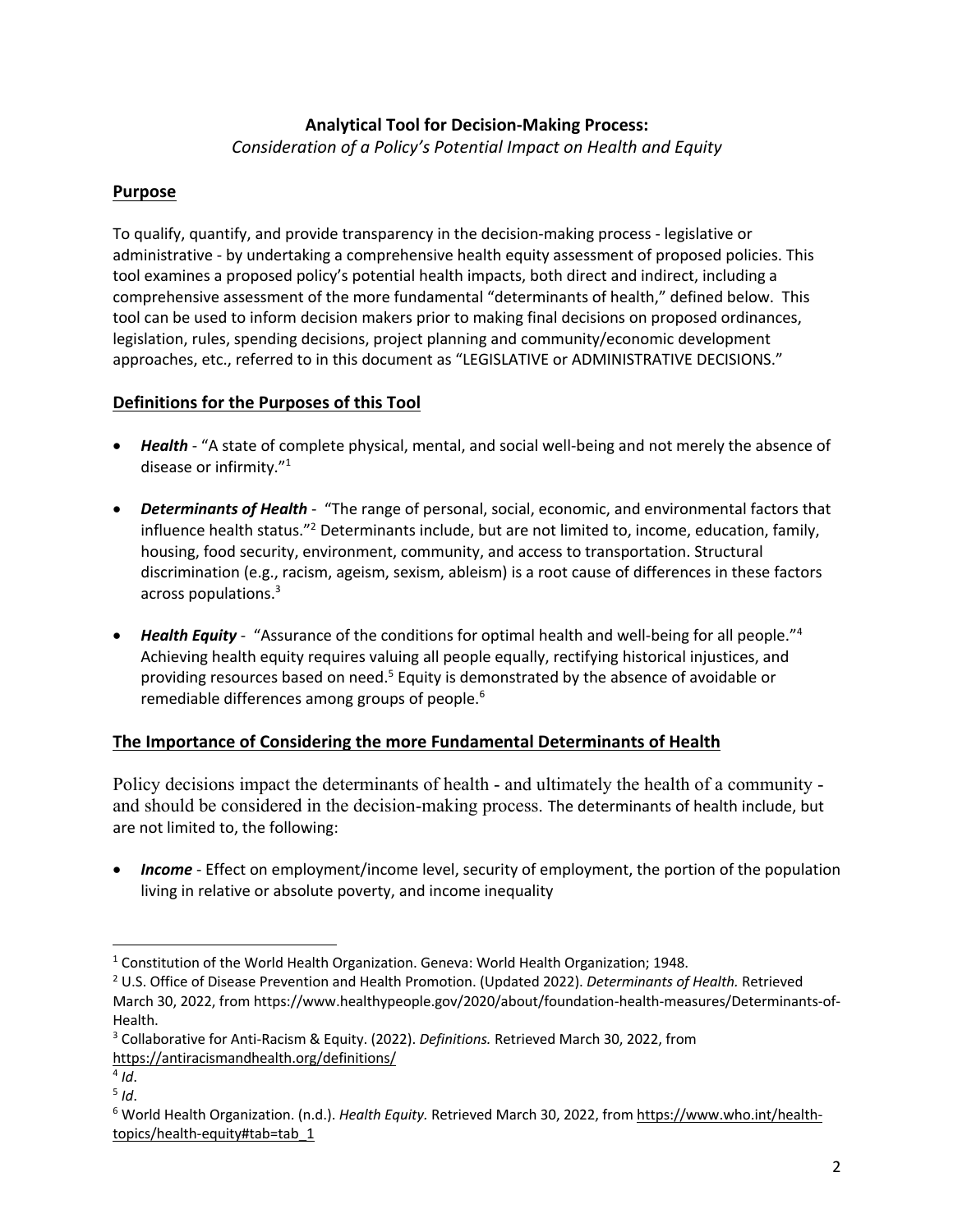**Analytical Tool for Decision-Making Process:**

*Consideration of a Policy's Potential Impact on Health and Equity*

## Purpose

To qualify, quantify, and provide transparency in the decision-making process - legislative or administrative - by undertaking a comprehensive health equity assessment of proposed policies. This tool examines a proposed policy's potential health impacts, both direct and indirect, including a comprehensive assessment of the more fundamental "determinants of health," defined below. This tool can be used to inform decision makers prior to making final decisions on proposed ordinances, legislation, rules, spending decisions, project planning and community/economic development approaches, etc., referred to in this document as "LEGISLATIVE or ADMINISTRATIVE DECISIONS."

## Definitions for the Purposes of this Tool

- ***Health*** - "A state of complete physical, mental, and social well-being and not merely the absence of disease or infirmity."[1]
- ***Determinants of Health*** - "The range of personal, social, economic, and environmental factors that influence health status."[2] Determinants include, but are not limited to, income, education, family, housing, food security, environment, community, and access to transportation. Structural discrimination (e.g., racism, ageism, sexism, ableism) is a root cause of differences in these factors across populations.[3]
- ***Health Equity*** - "Assurance of the conditions for optimal health and well-being for all people."[4] Achieving health equity requires valuing all people equally, rectifying historical injustices, and providing resources based on need.[5] Equity is demonstrated by the absence of avoidable or remediable differences among groups of people.[6]

## The Importance of Considering the more Fundamental Determinants of Health

Policy decisions impact the determinants of health - and ultimately the health of a community - and should be considered in the decision-making process. The determinants of health include, but are not limited to, the following:

- ***Income*** - Effect on employment/income level, security of employment, the portion of the population living in relative or absolute poverty, and income inequality

---

[1] Constitution of the World Health Organization. Geneva: World Health Organization; 1948.

[2] U.S. Office of Disease Prevention and Health Promotion. (Updated 2022). *Determinants of Health.* Retrieved March 30, 2022, from https://www.healthypeople.gov/2020/about/foundation-health-measures/Determinants-of-Health.

[3] Collaborative for Anti-Racism & Equity. (2022). *Definitions.* Retrieved March 30, 2022, from https://antiracismandhealth.org/definitions/

[4] *Id*.

[5] *Id*.

[6] World Health Organization. (n.d.). *Health Equity.* Retrieved March 30, 2022, from https://www.who.int/health-topics/health-equity#tab=tab_1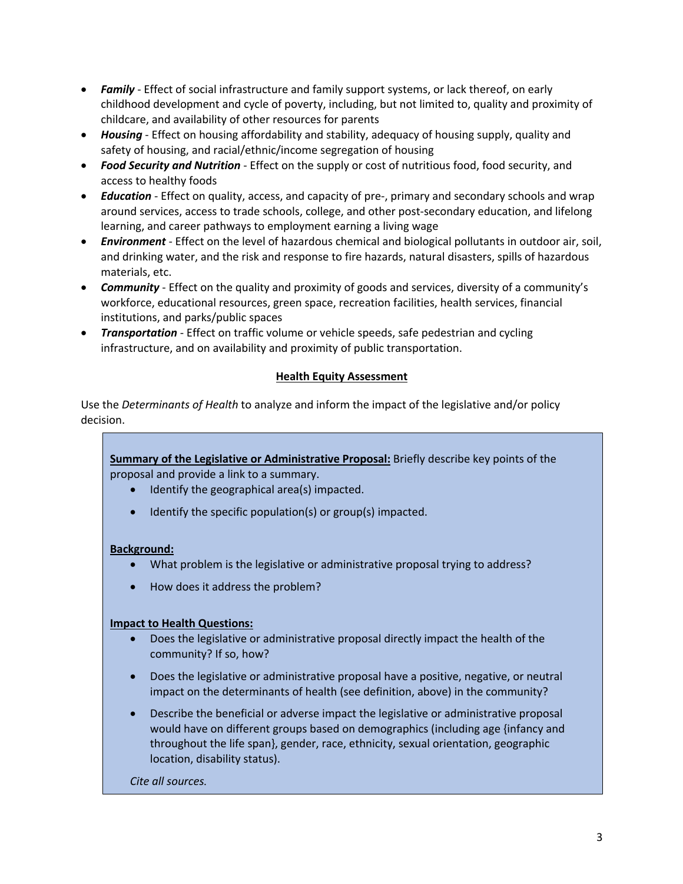- ***Family*** - Effect of social infrastructure and family support systems, or lack thereof, on early childhood development and cycle of poverty, including, but not limited to, quality and proximity of childcare, and availability of other resources for parents
- ***Housing*** - Effect on housing affordability and stability, adequacy of housing supply, quality and safety of housing, and racial/ethnic/income segregation of housing
- ***Food Security and Nutrition*** - Effect on the supply or cost of nutritious food, food security, and access to healthy foods
- ***Education*** - Effect on quality, access, and capacity of pre-, primary and secondary schools and wrap around services, access to trade schools, college, and other post-secondary education, and lifelong learning, and career pathways to employment earning a living wage
- ***Environment*** - Effect on the level of hazardous chemical and biological pollutants in outdoor air, soil, and drinking water, and the risk and response to fire hazards, natural disasters, spills of hazardous materials, etc.
- ***Community*** - Effect on the quality and proximity of goods and services, diversity of a community's workforce, educational resources, green space, recreation facilities, health services, financial institutions, and parks/public spaces
- ***Transportation*** - Effect on traffic volume or vehicle speeds, safe pedestrian and cycling infrastructure, and on availability and proximity of public transportation.

## Health Equity Assessment

Use the *Determinants of Health* to analyze and inform the impact of the legislative and/or policy decision.

**Summary of the Legislative or Administrative Proposal:** Briefly describe key points of the proposal and provide a link to a summary.

- Identify the geographical area(s) impacted.
- Identify the specific population(s) or group(s) impacted.

**Background:**

- What problem is the legislative or administrative proposal trying to address?
- How does it address the problem?

**Impact to Health Questions:**

- Does the legislative or administrative proposal directly impact the health of the community? If so, how?
- Does the legislative or administrative proposal have a positive, negative, or neutral impact on the determinants of health (see definition, above) in the community?
- Describe the beneficial or adverse impact the legislative or administrative proposal would have on different groups based on demographics (including age {infancy and throughout the life span}, gender, race, ethnicity, sexual orientation, geographic location, disability status).

*Cite all sources.*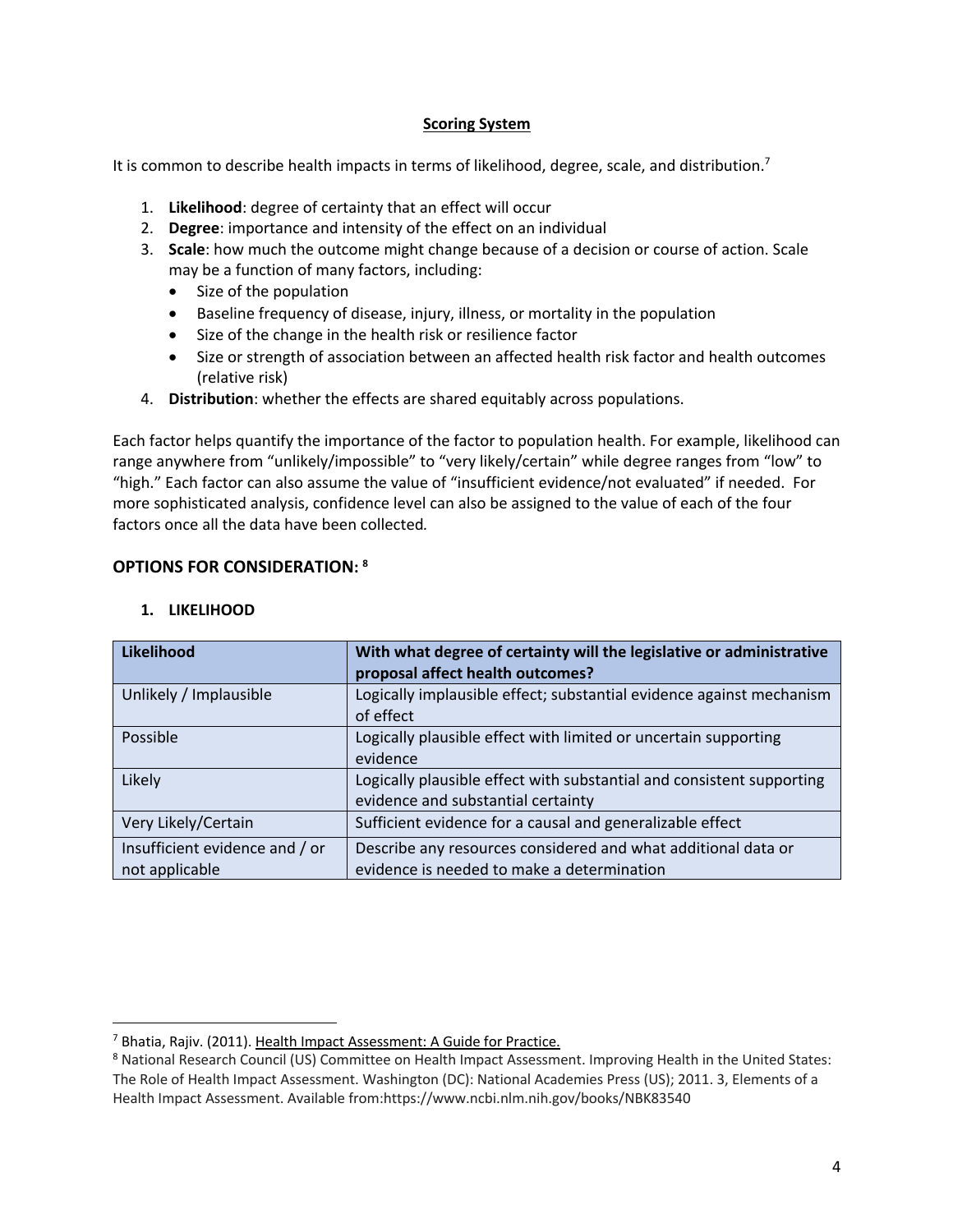## Scoring System

It is common to describe health impacts in terms of likelihood, degree, scale, and distribution.[7]

1. **Likelihood**: degree of certainty that an effect will occur
2. **Degree**: importance and intensity of the effect on an individual
3. **Scale**: how much the outcome might change because of a decision or course of action. Scale may be a function of many factors, including:
   - Size of the population
   - Baseline frequency of disease, injury, illness, or mortality in the population
   - Size of the change in the health risk or resilience factor
   - Size or strength of association between an affected health risk factor and health outcomes (relative risk)
4. **Distribution**: whether the effects are shared equitably across populations.

Each factor helps quantify the importance of the factor to population health. For example, likelihood can range anywhere from "unlikely/impossible" to "very likely/certain" while degree ranges from "low" to "high." Each factor can also assume the value of "insufficient evidence/not evaluated" if needed. For more sophisticated analysis, confidence level can also be assigned to the value of each of the four factors once all the data have been collected.

## OPTIONS FOR CONSIDERATION: [8]

### 1. LIKELIHOOD

| Likelihood | With what degree of certainty will the legislative or administrative proposal affect health outcomes? |
|---|---|
| Unlikely / Implausible | Logically implausible effect; substantial evidence against mechanism of effect |
| Possible | Logically plausible effect with limited or uncertain supporting evidence |
| Likely | Logically plausible effect with substantial and consistent supporting evidence and substantial certainty |
| Very Likely/Certain | Sufficient evidence for a causal and generalizable effect |
| Insufficient evidence and / or not applicable | Describe any resources considered and what additional data or evidence is needed to make a determination |

[7] Bhatia, Rajiv. (2011). Health Impact Assessment: A Guide for Practice.

[8] National Research Council (US) Committee on Health Impact Assessment. Improving Health in the United States: The Role of Health Impact Assessment. Washington (DC): National Academies Press (US); 2011. 3, Elements of a Health Impact Assessment. Available from:https://www.ncbi.nlm.nih.gov/books/NBK83540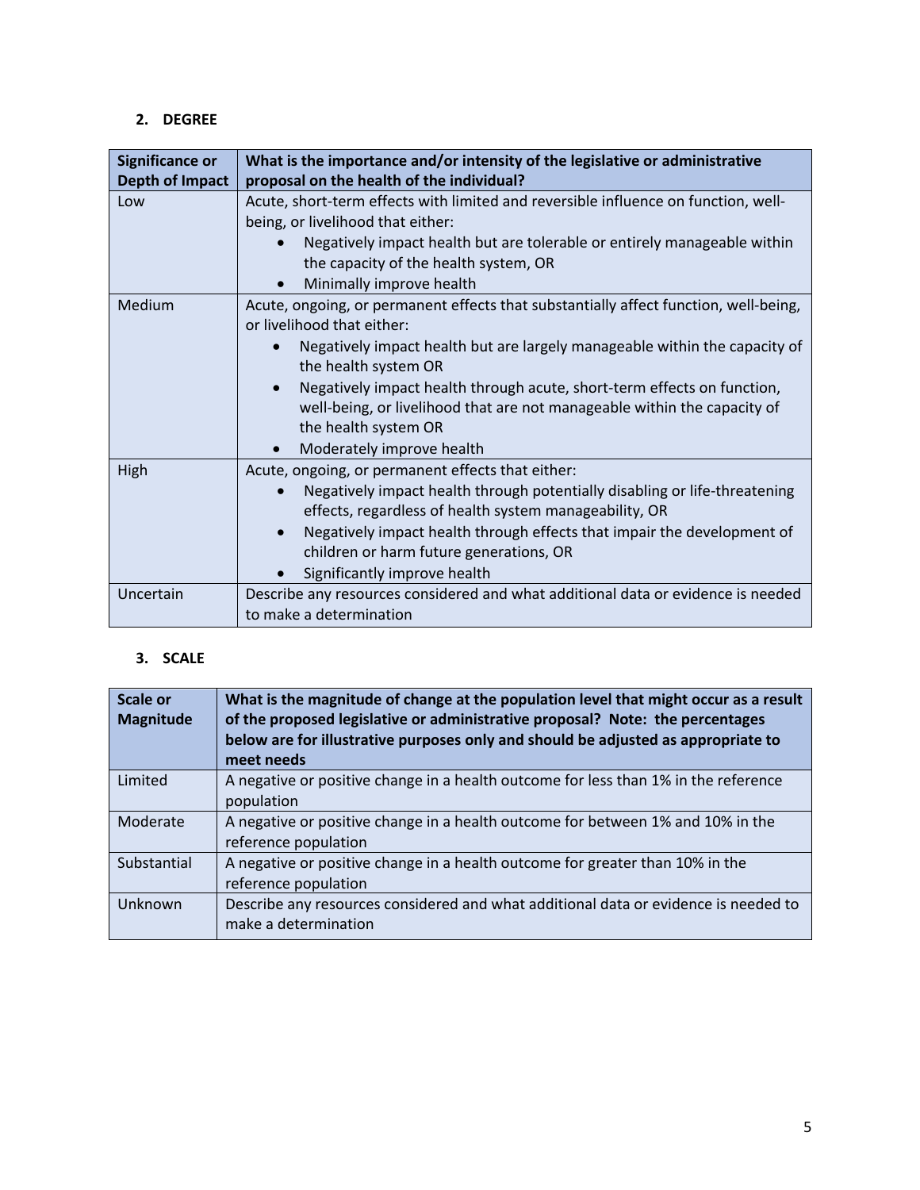## 2. DEGREE

| Significance or Depth of Impact | What is the importance and/or intensity of the legislative or administrative proposal on the health of the individual? |
|---|---|
| Low | Acute, short-term effects with limited and reversible influence on function, well-being, or livelihood that either:<br>• Negatively impact health but are tolerable or entirely manageable within the capacity of the health system, OR<br>• Minimally improve health |
| Medium | Acute, ongoing, or permanent effects that substantially affect function, well-being, or livelihood that either:<br>• Negatively impact health but are largely manageable within the capacity of the health system OR<br>• Negatively impact health through acute, short-term effects on function, well-being, or livelihood that are not manageable within the capacity of the health system OR<br>• Moderately improve health |
| High | Acute, ongoing, or permanent effects that either:<br>• Negatively impact health through potentially disabling or life-threatening effects, regardless of health system manageability, OR<br>• Negatively impact health through effects that impair the development of children or harm future generations, OR<br>• Significantly improve health |
| Uncertain | Describe any resources considered and what additional data or evidence is needed to make a determination |

## 3. SCALE

| Scale or Magnitude | What is the magnitude of change at the population level that might occur as a result of the proposed legislative or administrative proposal? Note: the percentages below are for illustrative purposes only and should be adjusted as appropriate to meet needs |
|---|---|
| Limited | A negative or positive change in a health outcome for less than 1% in the reference population |
| Moderate | A negative or positive change in a health outcome for between 1% and 10% in the reference population |
| Substantial | A negative or positive change in a health outcome for greater than 10% in the reference population |
| Unknown | Describe any resources considered and what additional data or evidence is needed to make a determination |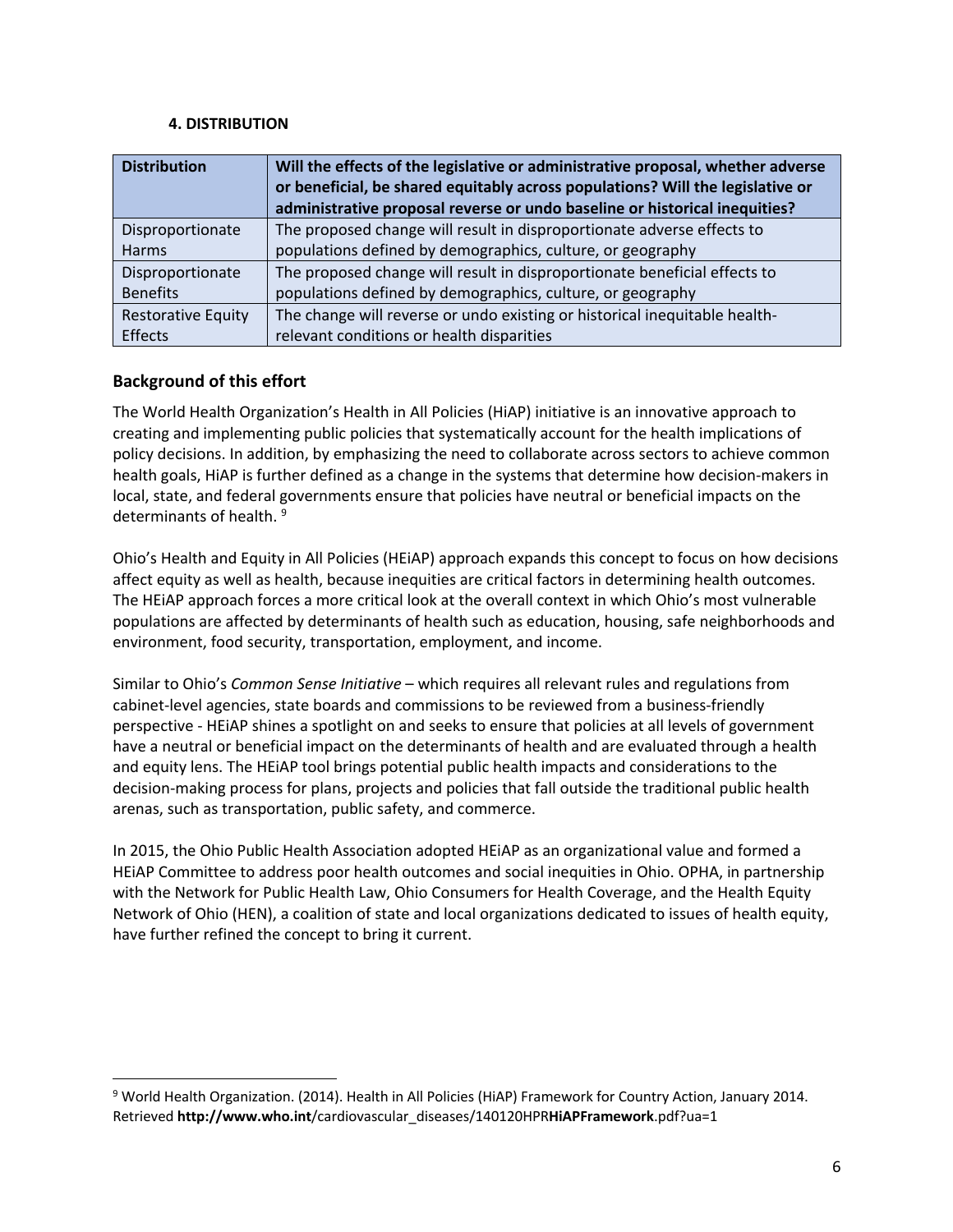### 4. DISTRIBUTION

| **Distribution** | **Will the effects of the legislative or administrative proposal, whether adverse or beneficial, be shared equitably across populations? Will the legislative or administrative proposal reverse or undo baseline or historical inequities?** |
|---|---|
| Disproportionate Harms | The proposed change will result in disproportionate adverse effects to populations defined by demographics, culture, or geography |
| Disproportionate Benefits | The proposed change will result in disproportionate beneficial effects to populations defined by demographics, culture, or geography |
| Restorative Equity Effects | The change will reverse or undo existing or historical inequitable health-relevant conditions or health disparities |

## Background of this effort

The World Health Organization's Health in All Policies (HiAP) initiative is an innovative approach to creating and implementing public policies that systematically account for the health implications of policy decisions. In addition, by emphasizing the need to collaborate across sectors to achieve common health goals, HiAP is further defined as a change in the systems that determine how decision-makers in local, state, and federal governments ensure that policies have neutral or beneficial impacts on the determinants of health. [9]

Ohio's Health and Equity in All Policies (HEiAP) approach expands this concept to focus on how decisions affect equity as well as health, because inequities are critical factors in determining health outcomes. The HEiAP approach forces a more critical look at the overall context in which Ohio's most vulnerable populations are affected by determinants of health such as education, housing, safe neighborhoods and environment, food security, transportation, employment, and income.

Similar to Ohio's *Common Sense Initiative* – which requires all relevant rules and regulations from cabinet-level agencies, state boards and commissions to be reviewed from a business-friendly perspective - HEiAP shines a spotlight on and seeks to ensure that policies at all levels of government have a neutral or beneficial impact on the determinants of health and are evaluated through a health and equity lens. The HEiAP tool brings potential public health impacts and considerations to the decision-making process for plans, projects and policies that fall outside the traditional public health arenas, such as transportation, public safety, and commerce.

In 2015, the Ohio Public Health Association adopted HEiAP as an organizational value and formed a HEiAP Committee to address poor health outcomes and social inequities in Ohio. OPHA, in partnership with the Network for Public Health Law, Ohio Consumers for Health Coverage, and the Health Equity Network of Ohio (HEN), a coalition of state and local organizations dedicated to issues of health equity, have further refined the concept to bring it current.

---

[9] World Health Organization. (2014). Health in All Policies (HiAP) Framework for Country Action, January 2014. Retrieved **http://www.who.int**/cardiovascular_diseases/140120HPR**HiAPFramework**.pdf?ua=1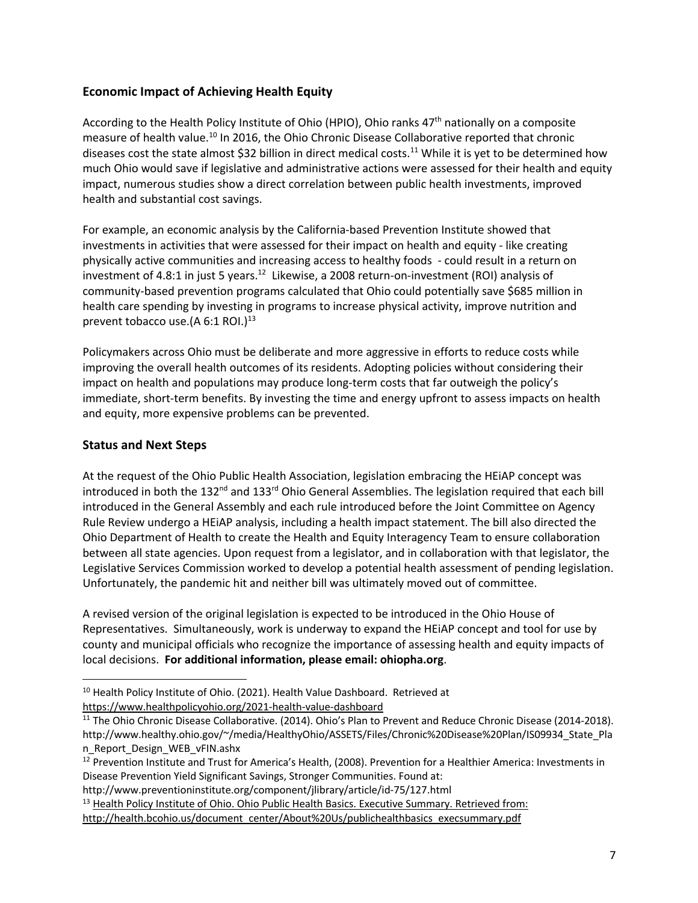## Economic Impact of Achieving Health Equity

According to the Health Policy Institute of Ohio (HPIO), Ohio ranks 47th nationally on a composite measure of health value.[10] In 2016, the Ohio Chronic Disease Collaborative reported that chronic diseases cost the state almost $32 billion in direct medical costs.[11] While it is yet to be determined how much Ohio would save if legislative and administrative actions were assessed for their health and equity impact, numerous studies show a direct correlation between public health investments, improved health and substantial cost savings.

For example, an economic analysis by the California-based Prevention Institute showed that investments in activities that were assessed for their impact on health and equity - like creating physically active communities and increasing access to healthy foods - could result in a return on investment of 4.8:1 in just 5 years.[12] Likewise, a 2008 return-on-investment (ROI) analysis of community-based prevention programs calculated that Ohio could potentially save $685 million in health care spending by investing in programs to increase physical activity, improve nutrition and prevent tobacco use.(A 6:1 ROI.)[13]

Policymakers across Ohio must be deliberate and more aggressive in efforts to reduce costs while improving the overall health outcomes of its residents. Adopting policies without considering their impact on health and populations may produce long-term costs that far outweigh the policy's immediate, short-term benefits. By investing the time and energy upfront to assess impacts on health and equity, more expensive problems can be prevented.

## Status and Next Steps

At the request of the Ohio Public Health Association, legislation embracing the HEiAP concept was introduced in both the 132nd and 133rd Ohio General Assemblies. The legislation required that each bill introduced in the General Assembly and each rule introduced before the Joint Committee on Agency Rule Review undergo a HEiAP analysis, including a health impact statement. The bill also directed the Ohio Department of Health to create the Health and Equity Interagency Team to ensure collaboration between all state agencies. Upon request from a legislator, and in collaboration with that legislator, the Legislative Services Commission worked to develop a potential health assessment of pending legislation. Unfortunately, the pandemic hit and neither bill was ultimately moved out of committee.

A revised version of the original legislation is expected to be introduced in the Ohio House of Representatives. Simultaneously, work is underway to expand the HEiAP concept and tool for use by county and municipal officials who recognize the importance of assessing health and equity impacts of local decisions. **For additional information, please email: ohiopha.org**.

---

[10] Health Policy Institute of Ohio. (2021). Health Value Dashboard. Retrieved at https://www.healthpolicyohio.org/2021-health-value-dashboard

[11] The Ohio Chronic Disease Collaborative. (2014). Ohio's Plan to Prevent and Reduce Chronic Disease (2014-2018). http://www.healthy.ohio.gov/~/media/HealthyOhio/ASSETS/Files/Chronic%20Disease%20Plan/IS09934_State_Plan_Report_Design_WEB_vFIN.ashx

[12] Prevention Institute and Trust for America's Health, (2008). Prevention for a Healthier America: Investments in Disease Prevention Yield Significant Savings, Stronger Communities. Found at: http://www.preventioninstitute.org/component/jlibrary/article/id-75/127.html

[13] Health Policy Institute of Ohio. Ohio Public Health Basics. Executive Summary. Retrieved from: http://health.bcohio.us/document_center/About%20Us/publichealthbasics_execsummary.pdf